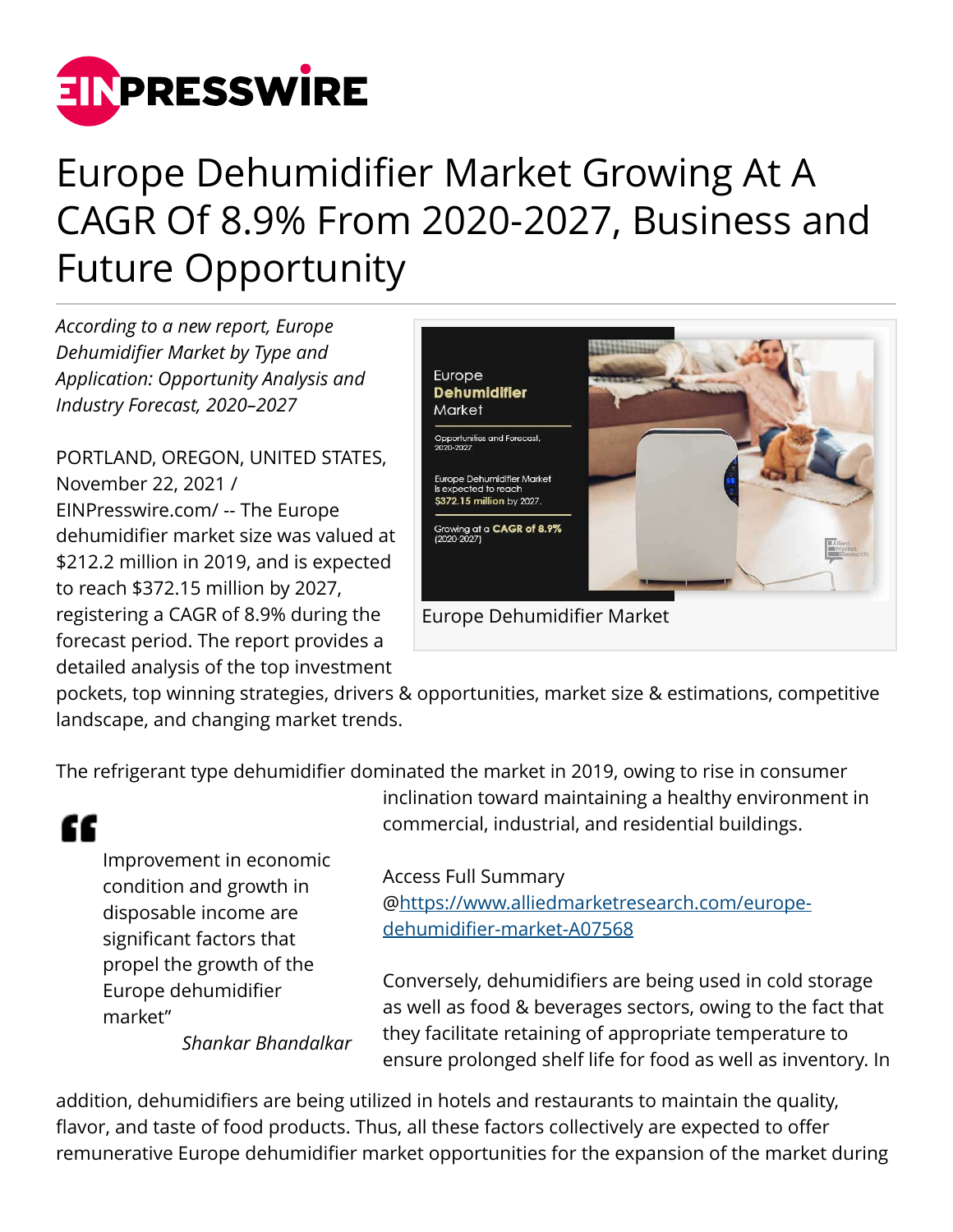# Europe Dehumidifier Market Growing At A CAGR Of 8.9% From 2020-2027, Business and Future Opportunity

*According to a new report, Europe Dehumidifier Market by Type and Application: Opportunity Analysis and Industry Forecast, 2020–2027*

Europe Dehumidifier Market

PORTLAND, OREGON, UNITED STATES, November 22, 2021 / EINPresswire.com/ -- The Europe dehumidifier market size was valued at $212.2 million in 2019, and is expected to reach $372.15 million by 2027, registering a CAGR of 8.9% during the forecast period. The report provides a detailed analysis of the top investment pockets, top winning strategies, drivers & opportunities, market size & estimations, competitive landscape, and changing market trends.

The refrigerant type dehumidifier dominated the market in 2019, owing to rise in consumer inclination toward maintaining a healthy environment in commercial, industrial, and residential buildings.

> Improvement in economic condition and growth in disposable income are significant factors that propel the growth of the Europe dehumidifier market"
>
> *Shankar Bhandalkar*

Access Full Summary @https://www.alliedmarketresearch.com/europe-dehumidifier-market-A07568

Conversely, dehumidifiers are being used in cold storage as well as food & beverages sectors, owing to the fact that they facilitate retaining of appropriate temperature to ensure prolonged shelf life for food as well as inventory. In addition, dehumidifiers are being utilized in hotels and restaurants to maintain the quality, flavor, and taste of food products. Thus, all these factors collectively are expected to offer remunerative Europe dehumidifier market opportunities for the expansion of the market during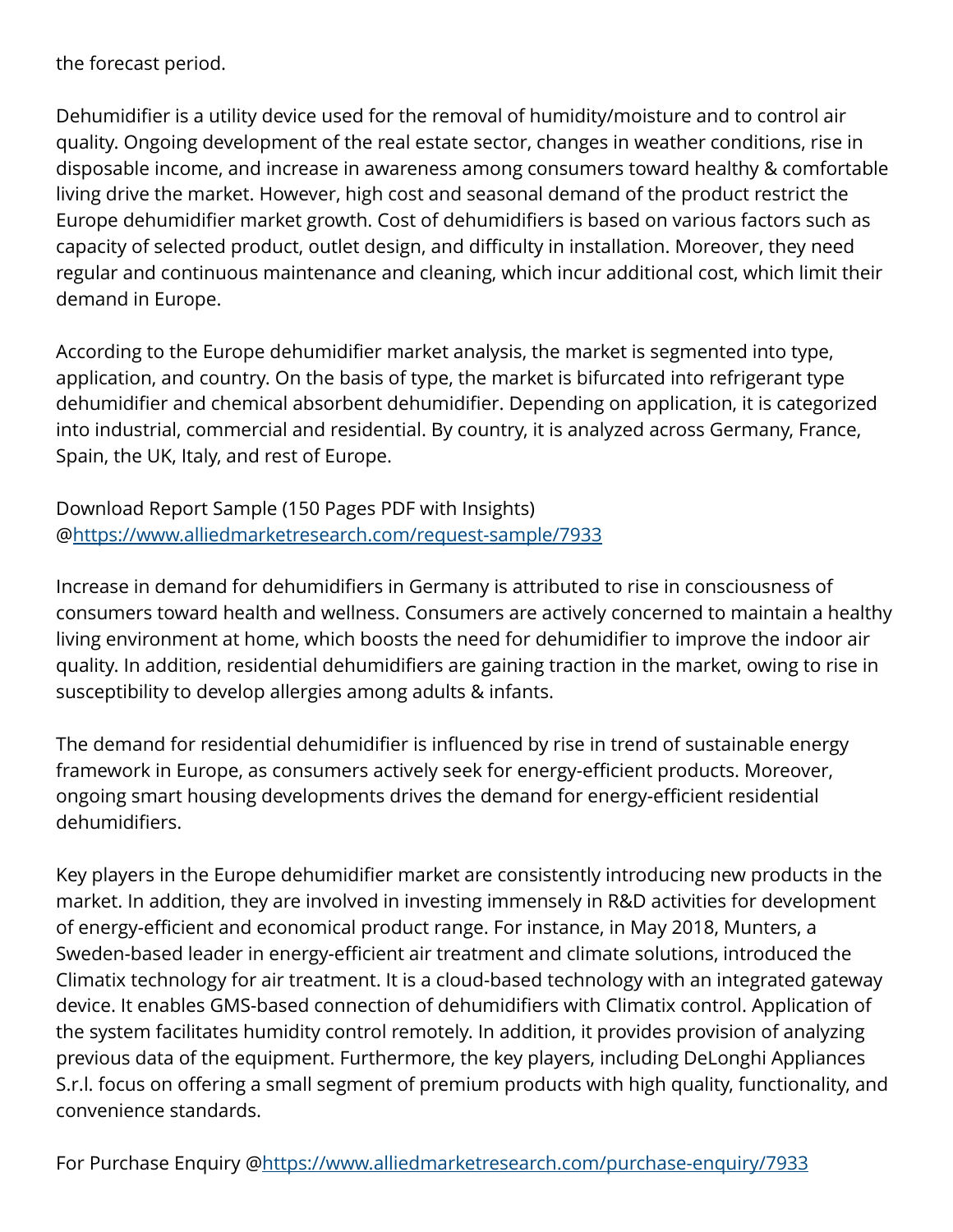the forecast period.

Dehumidifier is a utility device used for the removal of humidity/moisture and to control air quality. Ongoing development of the real estate sector, changes in weather conditions, rise in disposable income, and increase in awareness among consumers toward healthy & comfortable living drive the market. However, high cost and seasonal demand of the product restrict the Europe dehumidifier market growth. Cost of dehumidifiers is based on various factors such as capacity of selected product, outlet design, and difficulty in installation. Moreover, they need regular and continuous maintenance and cleaning, which incur additional cost, which limit their demand in Europe.

According to the Europe dehumidifier market analysis, the market is segmented into type, application, and country. On the basis of type, the market is bifurcated into refrigerant type dehumidifier and chemical absorbent dehumidifier. Depending on application, it is categorized into industrial, commercial and residential. By country, it is analyzed across Germany, France, Spain, the UK, Italy, and rest of Europe.

Download Report Sample (150 Pages PDF with Insights) @https://www.alliedmarketresearch.com/request-sample/7933

Increase in demand for dehumidifiers in Germany is attributed to rise in consciousness of consumers toward health and wellness. Consumers are actively concerned to maintain a healthy living environment at home, which boosts the need for dehumidifier to improve the indoor air quality. In addition, residential dehumidifiers are gaining traction in the market, owing to rise in susceptibility to develop allergies among adults & infants.

The demand for residential dehumidifier is influenced by rise in trend of sustainable energy framework in Europe, as consumers actively seek for energy-efficient products. Moreover, ongoing smart housing developments drives the demand for energy-efficient residential dehumidifiers.

Key players in the Europe dehumidifier market are consistently introducing new products in the market. In addition, they are involved in investing immensely in R&D activities for development of energy-efficient and economical product range. For instance, in May 2018, Munters, a Sweden-based leader in energy-efficient air treatment and climate solutions, introduced the Climatix technology for air treatment. It is a cloud-based technology with an integrated gateway device. It enables GMS-based connection of dehumidifiers with Climatix control. Application of the system facilitates humidity control remotely. In addition, it provides provision of analyzing previous data of the equipment. Furthermore, the key players, including DeLonghi Appliances S.r.l. focus on offering a small segment of premium products with high quality, functionality, and convenience standards.

For Purchase Enquiry @https://www.alliedmarketresearch.com/purchase-enquiry/7933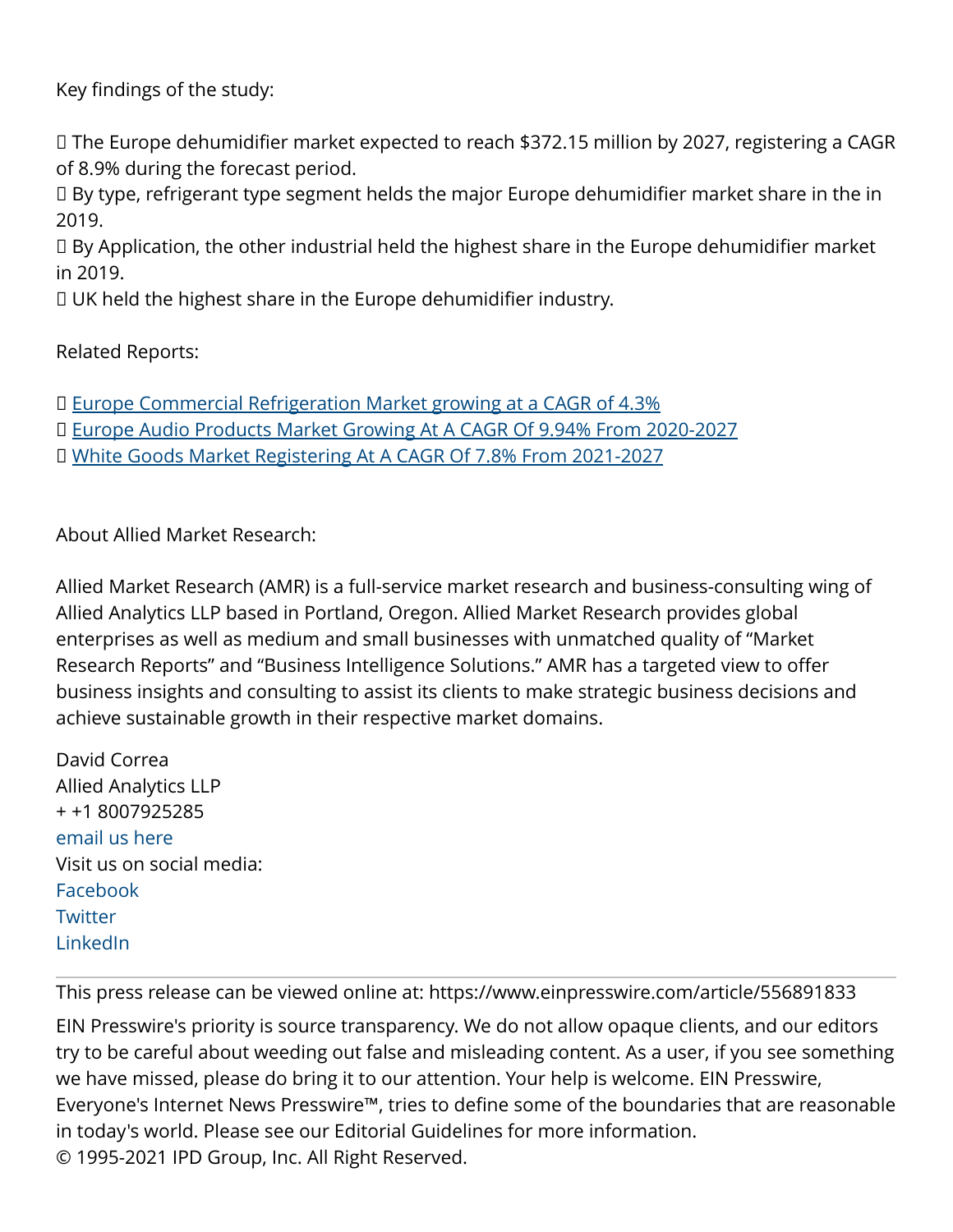Key findings of the study:

 The Europe dehumidifier market expected to reach $372.15 million by 2027, registering a CAGR of 8.9% during the forecast period.
 By type, refrigerant type segment helds the major Europe dehumidifier market share in the in 2019.
 By Application, the other industrial held the highest share in the Europe dehumidifier market in 2019.
 UK held the highest share in the Europe dehumidifier industry.

Related Reports:

 Europe Commercial Refrigeration Market growing at a CAGR of 4.3%
 Europe Audio Products Market Growing At A CAGR Of 9.94% From 2020-2027
 White Goods Market Registering At A CAGR Of 7.8% From 2021-2027

About Allied Market Research:

Allied Market Research (AMR) is a full-service market research and business-consulting wing of Allied Analytics LLP based in Portland, Oregon. Allied Market Research provides global enterprises as well as medium and small businesses with unmatched quality of "Market Research Reports" and "Business Intelligence Solutions." AMR has a targeted view to offer business insights and consulting to assist its clients to make strategic business decisions and achieve sustainable growth in their respective market domains.

David Correa
Allied Analytics LLP
+ +1 8007925285
email us here
Visit us on social media:
Facebook
Twitter
LinkedIn

This press release can be viewed online at: https://www.einpresswire.com/article/556891833

EIN Presswire's priority is source transparency. We do not allow opaque clients, and our editors try to be careful about weeding out false and misleading content. As a user, if you see something we have missed, please do bring it to our attention. Your help is welcome. EIN Presswire, Everyone's Internet News Presswire™, tries to define some of the boundaries that are reasonable in today's world. Please see our Editorial Guidelines for more information.
© 1995-2021 IPD Group, Inc. All Right Reserved.